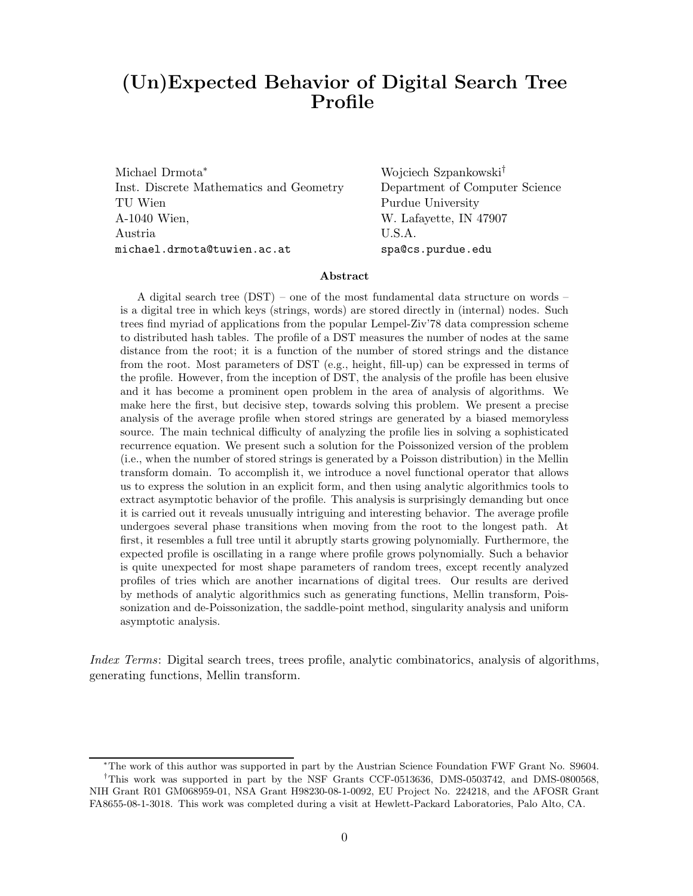# (Un)Expected Behavior of Digital Search Tree Profile

Michael Drmota*
Inst. Discrete Mathematics and Geometry
TU Wien
A-1040 Wien,
Austria
michael.drmota@tuwien.ac.at

Wojciech Szpankowski†
Department of Computer Science
Purdue University
W. Lafayette, IN 47907
U.S.A.
spa@cs.purdue.edu

### Abstract

A digital search tree (DST) – one of the most fundamental data structure on words – is a digital tree in which keys (strings, words) are stored directly in (internal) nodes. Such trees find myriad of applications from the popular Lempel-Ziv'78 data compression scheme to distributed hash tables. The profile of a DST measures the number of nodes at the same distance from the root; it is a function of the number of stored strings and the distance from the root. Most parameters of DST (e.g., height, fill-up) can be expressed in terms of the profile. However, from the inception of DST, the analysis of the profile has been elusive and it has become a prominent open problem in the area of analysis of algorithms. We make here the first, but decisive step, towards solving this problem. We present a precise analysis of the average profile when stored strings are generated by a biased memoryless source. The main technical difficulty of analyzing the profile lies in solving a sophisticated recurrence equation. We present such a solution for the Poissonized version of the problem (i.e., when the number of stored strings is generated by a Poisson distribution) in the Mellin transform domain. To accomplish it, we introduce a novel functional operator that allows us to express the solution in an explicit form, and then using analytic algorithmics tools to extract asymptotic behavior of the profile. This analysis is surprisingly demanding but once it is carried out it reveals unusually intriguing and interesting behavior. The average profile undergoes several phase transitions when moving from the root to the longest path. At first, it resembles a full tree until it abruptly starts growing polynomially. Furthermore, the expected profile is oscillating in a range where profile grows polynomially. Such a behavior is quite unexpected for most shape parameters of random trees, except recently analyzed profiles of tries which are another incarnations of digital trees. Our results are derived by methods of analytic algorithmics such as generating functions, Mellin transform, Poissonization and de-Poissonization, the saddle-point method, singularity analysis and uniform asymptotic analysis.

*Index Terms*: Digital search trees, trees profile, analytic combinatorics, analysis of algorithms, generating functions, Mellin transform.

---

*The work of this author was supported in part by the Austrian Science Foundation FWF Grant No. S9604.

†This work was supported in part by the NSF Grants CCF-0513636, DMS-0503742, and DMS-0800568, NIH Grant R01 GM068959-01, NSA Grant H98230-08-1-0092, EU Project No. 224218, and the AFOSR Grant FA8655-08-1-3018. This work was completed during a visit at Hewlett-Packard Laboratories, Palo Alto, CA.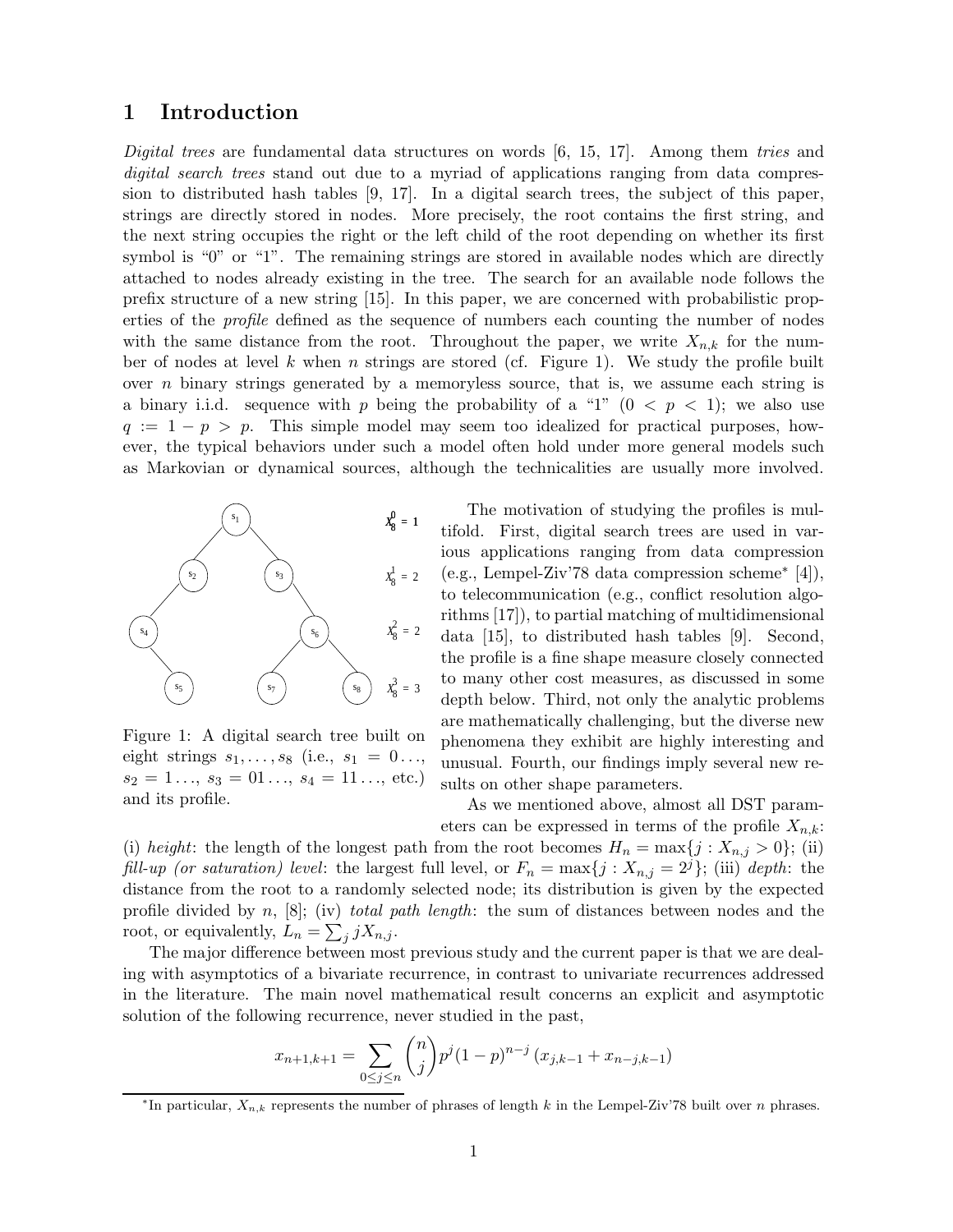# 1 Introduction

*Digital trees* are fundamental data structures on words [6, 15, 17]. Among them *tries* and *digital search trees* stand out due to a myriad of applications ranging from data compression to distributed hash tables [9, 17]. In a digital search trees, the subject of this paper, strings are directly stored in nodes. More precisely, the root contains the first string, and the next string occupies the right or the left child of the root depending on whether its first symbol is "0" or "1". The remaining strings are stored in available nodes which are directly attached to nodes already existing in the tree. The search for an available node follows the prefix structure of a new string [15]. In this paper, we are concerned with probabilistic properties of the *profile* defined as the sequence of numbers each counting the number of nodes with the same distance from the root. Throughout the paper, we write $X_{n,k}$ for the number of nodes at level $k$ when $n$ strings are stored (cf. Figure 1). We study the profile built over $n$ binary strings generated by a memoryless source, that is, we assume each string is a binary i.i.d. sequence with $p$ being the probability of a "1" ($0 < p < 1$); we also use $q := 1 - p > p$. This simple model may seem too idealized for practical purposes, however, the typical behaviors under such a model often hold under more general models such as Markovian or dynamical sources, although the technicalities are usually more involved.

Figure 1: A digital search tree built on eight strings $s_1, \ldots, s_8$ (i.e., $s_1 = 0\ldots$, $s_2 = 1\ldots$, $s_3 = 01\ldots$, $s_4 = 11\ldots$, etc.) and its profile.

The motivation of studying the profiles is multifold. First, digital search trees are used in various applications ranging from data compression (e.g., Lempel-Ziv'78 data compression scheme* [4]), to telecommunication (e.g., conflict resolution algorithms [17]), to partial matching of multidimensional data [15], to distributed hash tables [9]. Second, the profile is a fine shape measure closely connected to many other cost measures, as discussed in some depth below. Third, not only the analytic problems are mathematically challenging, but the diverse new phenomena they exhibit are highly interesting and unusual. Fourth, our findings imply several new results on other shape parameters.

As we mentioned above, almost all DST parameters can be expressed in terms of the profile $X_{n,k}$: (i) *height*: the length of the longest path from the root becomes $H_n = \max\{j : X_{n,j} > 0\}$; (ii) *fill-up (or saturation) level*: the largest full level, or $F_n = \max\{j : X_{n,j} = 2^j\}$; (iii) *depth*: the distance from the root to a randomly selected node; its distribution is given by the expected profile divided by $n$, [8]; (iv) *total path length*: the sum of distances between nodes and the root, or equivalently, $L_n = \sum_j jX_{n,j}$.

The major difference between most previous study and the current paper is that we are dealing with asymptotics of a bivariate recurrence, in contrast to univariate recurrences addressed in the literature. The main novel mathematical result concerns an explicit and asymptotic solution of the following recurrence, never studied in the past,

$$x_{n+1,k+1} = \sum_{0 \le j \le n} \binom{n}{j} p^j (1-p)^{n-j} \left( x_{j,k-1} + x_{n-j,k-1} \right)$$

*In particular, $X_{n,k}$ represents the number of phrases of length $k$ in the Lempel-Ziv'78 built over $n$ phrases.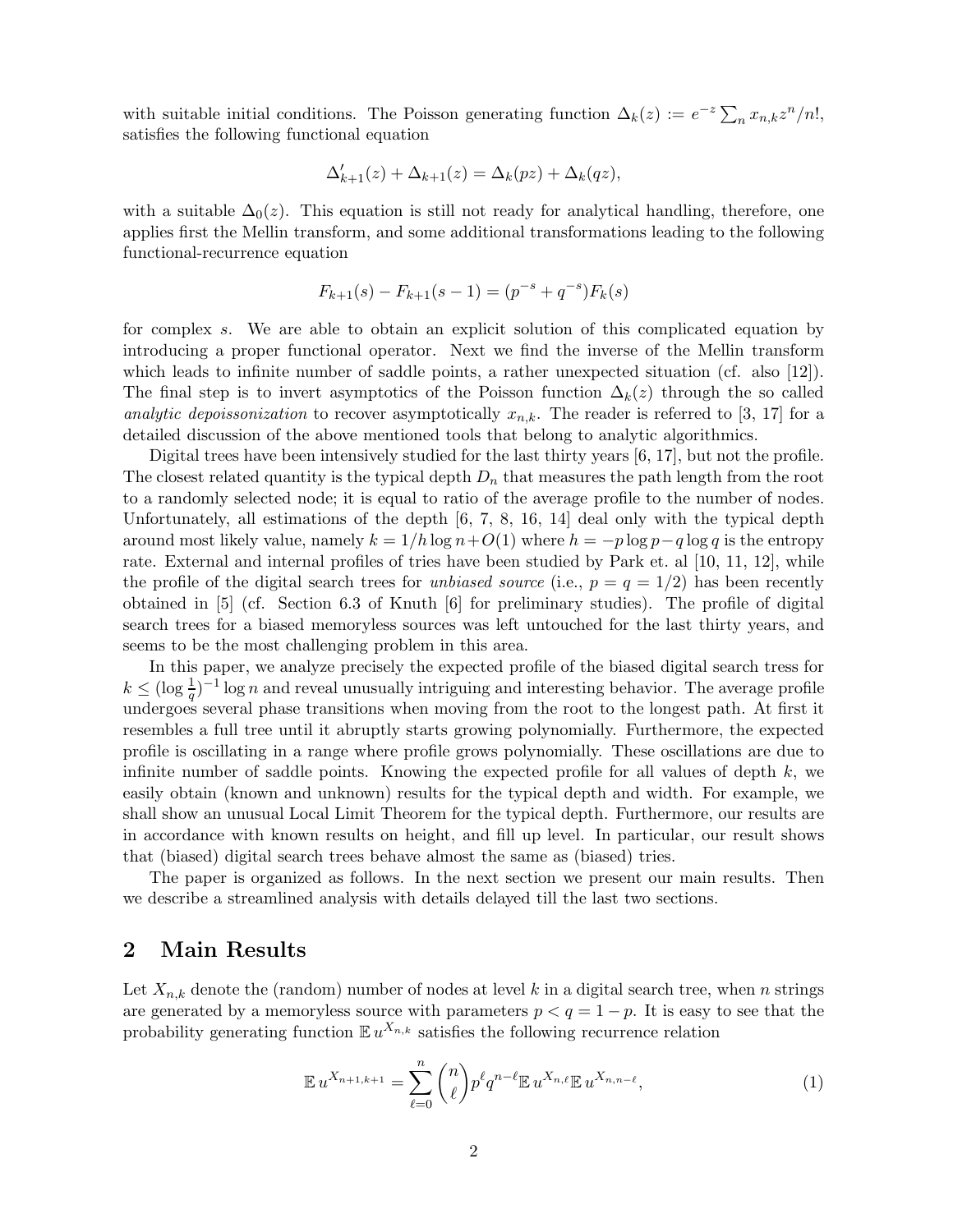with suitable initial conditions. The Poisson generating function $\Delta_k(z) := e^{-z}\sum_n x_{n,k} z^n/n!$, satisfies the following functional equation

$$\Delta'_{k+1}(z) + \Delta_{k+1}(z) = \Delta_k(pz) + \Delta_k(qz),$$

with a suitable $\Delta_0(z)$. This equation is still not ready for analytical handling, therefore, one applies first the Mellin transform, and some additional transformations leading to the following functional-recurrence equation

$$F_{k+1}(s) - F_{k+1}(s-1) = (p^{-s} + q^{-s})F_k(s)$$

for complex $s$. We are able to obtain an explicit solution of this complicated equation by introducing a proper functional operator. Next we find the inverse of the Mellin transform which leads to infinite number of saddle points, a rather unexpected situation (cf. also [12]). The final step is to invert asymptotics of the Poisson function $\Delta_k(z)$ through the so called *analytic depoissonization* to recover asymptotically $x_{n,k}$. The reader is referred to [3, 17] for a detailed discussion of the above mentioned tools that belong to analytic algorithmics.

Digital trees have been intensively studied for the last thirty years [6, 17], but not the profile. The closest related quantity is the typical depth $D_n$ that measures the path length from the root to a randomly selected node; it is equal to ratio of the average profile to the number of nodes. Unfortunately, all estimations of the depth [6, 7, 8, 16, 14] deal only with the typical depth around most likely value, namely $k = 1/h \log n + O(1)$ where $h = -p\log p - q\log q$ is the entropy rate. External and internal profiles of tries have been studied by Park et. al [10, 11, 12], while the profile of the digital search trees for *unbiased source* (i.e., $p = q = 1/2$) has been recently obtained in [5] (cf. Section 6.3 of Knuth [6] for preliminary studies). The profile of digital search trees for a biased memoryless sources was left untouched for the last thirty years, and seems to be the most challenging problem in this area.

In this paper, we analyze precisely the expected profile of the biased digital search tress for $k \le (\log \frac{1}{q})^{-1}\log n$ and reveal unusually intriguing and interesting behavior. The average profile undergoes several phase transitions when moving from the root to the longest path. At first it resembles a full tree until it abruptly starts growing polynomially. Furthermore, the expected profile is oscillating in a range where profile grows polynomially. These oscillations are due to infinite number of saddle points. Knowing the expected profile for all values of depth $k$, we easily obtain (known and unknown) results for the typical depth and width. For example, we shall show an unusual Local Limit Theorem for the typical depth. Furthermore, our results are in accordance with known results on height, and fill up level. In particular, our result shows that (biased) digital search trees behave almost the same as (biased) tries.

The paper is organized as follows. In the next section we present our main results. Then we describe a streamlined analysis with details delayed till the last two sections.

## 2 Main Results

Let $X_{n,k}$ denote the (random) number of nodes at level $k$ in a digital search tree, when $n$ strings are generated by a memoryless source with parameters $p < q = 1 - p$. It is easy to see that the probability generating function $\mathbb{E}\, u^{X_{n,k}}$ satisfies the following recurrence relation

$$\mathbb{E}\, u^{X_{n+1,k+1}} = \sum_{\ell=0}^{n} \binom{n}{\ell} p^{\ell} q^{n-\ell}\, \mathbb{E}\, u^{X_{n,\ell}}\, \mathbb{E}\, u^{X_{n,n-\ell}}, \tag{1}$$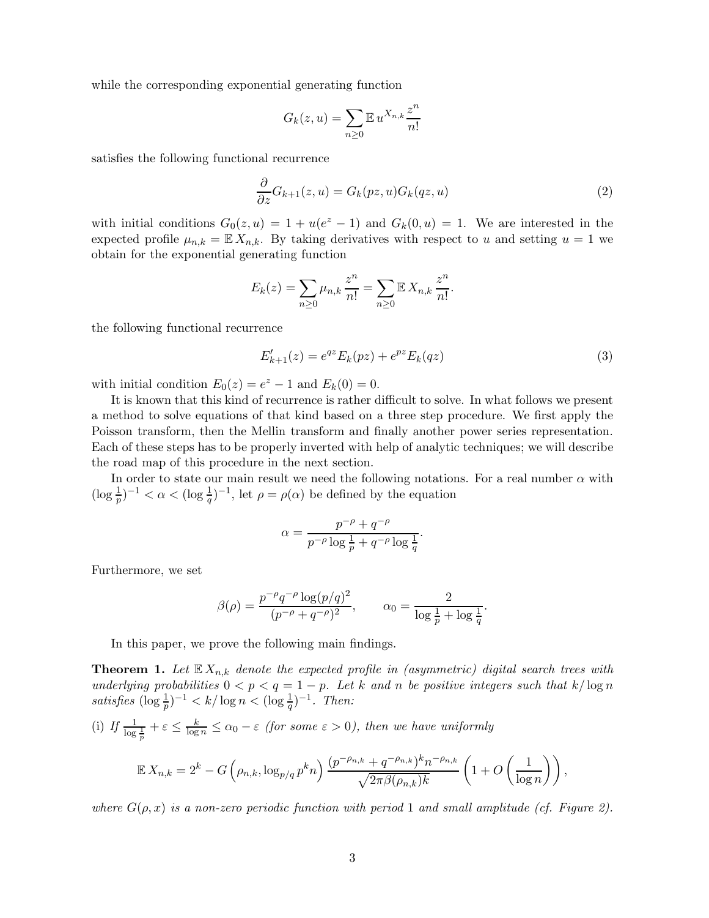while the corresponding exponential generating function

$$G_k(z,u) = \sum_{n\ge 0} \mathbb{E}\, u^{X_{n,k}} \frac{z^n}{n!}$$

satisfies the following functional recurrence

$$\frac{\partial}{\partial z} G_{k+1}(z,u) = G_k(pz,u) G_k(qz,u) \tag{2}$$

with initial conditions $G_0(z,u) = 1 + u(e^z - 1)$ and $G_k(0,u) = 1$. We are interested in the expected profile $\mu_{n,k} = \mathbb{E}\, X_{n,k}$. By taking derivatives with respect to $u$ and setting $u = 1$ we obtain for the exponential generating function

$$E_k(z) = \sum_{n\ge 0} \mu_{n,k} \frac{z^n}{n!} = \sum_{n \ge 0} \mathbb{E}\, X_{n,k} \frac{z^n}{n!}.$$

the following functional recurrence

$$E'_{k+1}(z) = e^{qz} E_k(pz) + e^{pz} E_k(qz) \tag{3}$$

with initial condition $E_0(z) = e^z - 1$ and $E_k(0) = 0$.

It is known that this kind of recurrence is rather difficult to solve. In what follows we present a method to solve equations of that kind based on a three step procedure. We first apply the Poisson transform, then the Mellin transform and finally another power series representation. Each of these steps has to be properly inverted with help of analytic techniques; we will describe the road map of this procedure in the next section.

In order to state our main result we need the following notations. For a real number $\alpha$ with $(\log \frac{1}{p})^{-1} < \alpha < (\log \frac{1}{q})^{-1}$, let $\rho = \rho(\alpha)$ be defined by the equation

$$\alpha = \frac{p^{-\rho} + q^{-\rho}}{p^{-\rho}\log\frac{1}{p} + q^{-\rho}\log\frac{1}{q}}.$$

Furthermore, we set

$$\beta(\rho) = \frac{p^{-\rho}q^{-\rho}\log(p/q)^2}{(p^{-\rho}+q^{-\rho})^2}, \qquad \alpha_0 = \frac{2}{\log\frac{1}{p} + \log\frac{1}{q}}.$$

In this paper, we prove the following main findings.

**Theorem 1.** *Let $\mathbb{E}\, X_{n,k}$ denote the expected profile in (asymmetric) digital search trees with underlying probabilities $0 < p < q = 1 - p$. Let $k$ and $n$ be positive integers such that $k/\log n$ satisfies $(\log \frac{1}{p})^{-1} < k/\log n < (\log\frac{1}{q})^{-1}$. Then:*

(i) *If $\frac{1}{\log\frac{1}{p}} + \varepsilon \le \frac{k}{\log n} \le \alpha_0 - \varepsilon$ (for some $\varepsilon > 0$), then we have uniformly*

$$\mathbb{E}\, X_{n,k} = 2^k - G\left(\rho_{n,k}, \log_{p/q} p^k n\right) \frac{(p^{-\rho_{n,k}} + q^{-\rho_{n,k}})^k n^{-\rho_{n,k}}}{\sqrt{2\pi\beta(\rho_{n,k})k}} \left(1 + O\left(\frac{1}{\log n}\right)\right),$$

*where $G(\rho,x)$ is a non-zero periodic function with period 1 and small amplitude (cf. Figure 2).*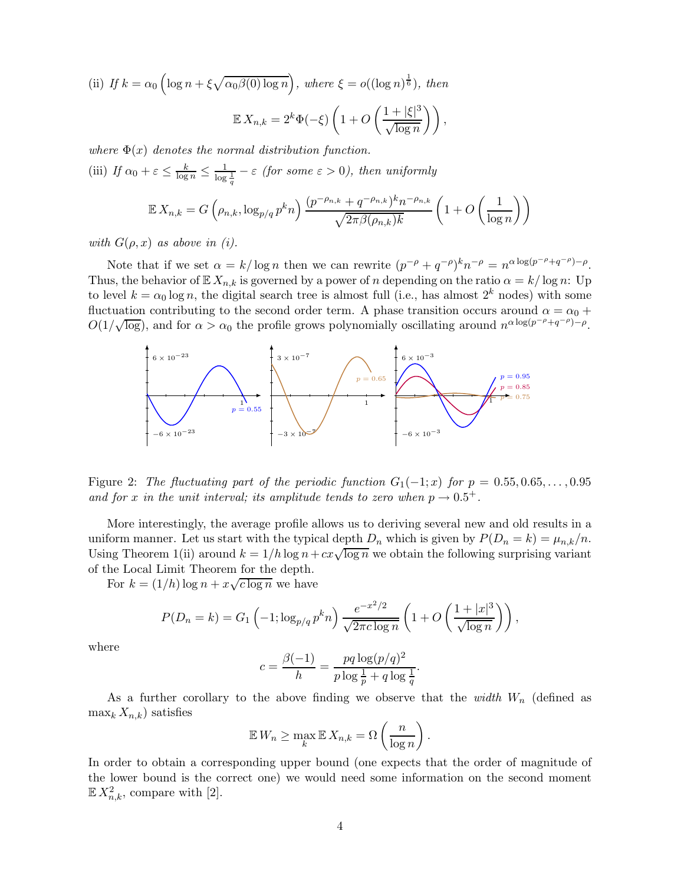(ii) *If* $k = \alpha_0 \left(\log n + \xi\sqrt{\alpha_0\beta(0)\log n}\right)$*, where* $\xi = o((\log n)^{\frac{1}{6}})$*, then*

$$\mathbb{E}\,X_{n,k} = 2^k\Phi(-\xi)\left(1 + O\left(\frac{1+|\xi|^3}{\sqrt{\log n}}\right)\right),$$

*where* $\Phi(x)$ *denotes the normal distribution function.*

(iii) *If* $\alpha_0 + \varepsilon \le \frac{k}{\log n} \le \frac{1}{\log\frac{1}{q}} - \varepsilon$ *(for some* $\varepsilon > 0$*), then uniformly*

$$\mathbb{E}\,X_{n,k} = G\left(\rho_{n,k}, \log_{p/q} p^k n\right)\frac{(p^{-\rho_{n,k}} + q^{-\rho_{n,k}})^k n^{-\rho_{n,k}}}{\sqrt{2\pi\beta(\rho_{n,k})k}}\left(1 + O\left(\frac{1}{\log n}\right)\right)$$

*with* $G(\rho, x)$ *as above in (i).*

Note that if we set $\alpha = k/\log n$ then we can rewrite $(p^{-\rho} + q^{-\rho})^k n^{-\rho} = n^{\alpha\log(p^{-\rho}+q^{-\rho})-\rho}$. Thus, the behavior of $\mathbb{E}\,X_{n,k}$ is governed by a power of $n$ depending on the ratio $\alpha = k/\log n$: Up to level $k = \alpha_0 \log n$, the digital search tree is almost full (i.e., has almost $2^k$ nodes) with some fluctuation contributing to the second order term. A phase transition occurs around $\alpha = \alpha_0 + O(1/\sqrt{\log})$, and for $\alpha > \alpha_0$ the profile grows polynomially oscillating around $n^{\alpha\log(p^{-\rho}+q^{-\rho})-\rho}$.

Figure 2: *The fluctuating part of the periodic function* $G_1(-1;x)$ *for* $p = 0.55, 0.65, \ldots, 0.95$ *and for* $x$ *in the unit interval; its amplitude tends to zero when* $p \to 0.5^+$*.*

More interestingly, the average profile allows us to deriving several new and old results in a uniform manner. Let us start with the typical depth $D_n$ which is given by $P(D_n = k) = \mu_{n,k}/n$. Using Theorem 1(ii) around $k = 1/h\log n + cx\sqrt{\log n}$ we obtain the following surprising variant of the Local Limit Theorem for the depth.

For $k = (1/h)\log n + x\sqrt{c\log n}$ we have

$$P(D_n = k) = G_1\left(-1; \log_{p/q} p^k n\right)\frac{e^{-x^2/2}}{\sqrt{2\pi c\log n}}\left(1 + O\left(\frac{1+|x|^3}{\sqrt{\log n}}\right)\right),$$

where

$$c = \frac{\beta(-1)}{h} = \frac{pq\log(p/q)^2}{p\log\frac{1}{p} + q\log\frac{1}{q}}.$$

As a further corollary to the above finding we observe that the *width* $W_n$ (defined as $\max_k X_{n,k}$) satisfies

$$\mathbb{E}\,W_n \ge \max_k \mathbb{E}\,X_{n,k} = \Omega\left(\frac{n}{\log n}\right).$$

In order to obtain a corresponding upper bound (one expects that the order of magnitude of the lower bound is the correct one) we would need some information on the second moment $\mathbb{E}\,X_{n,k}^2$, compare with [2].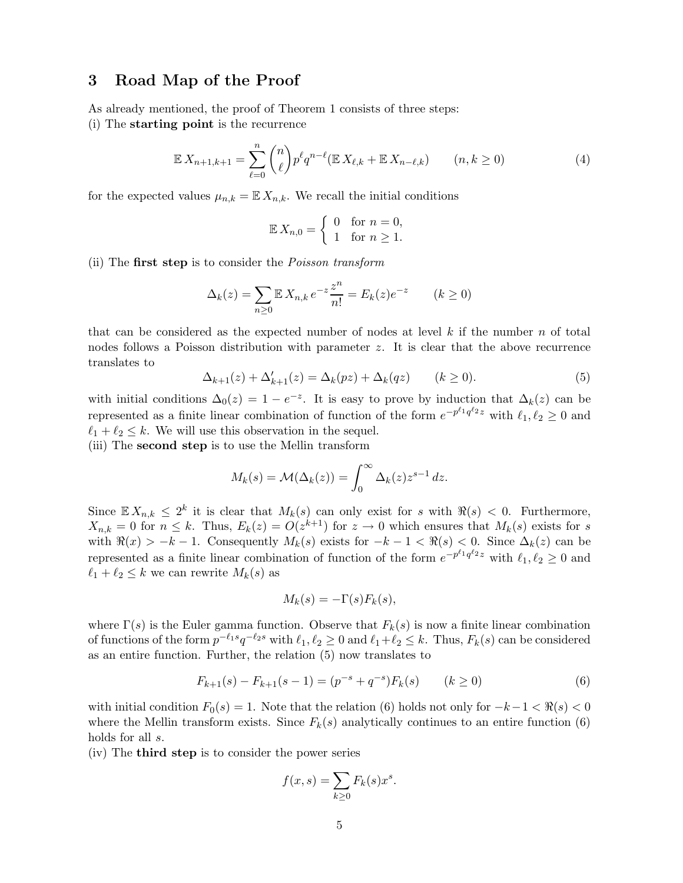## 3 Road Map of the Proof

As already mentioned, the proof of Theorem 1 consists of three steps:
(i) The **starting point** is the recurrence

$$\mathbb{E}\, X_{n+1,k+1} = \sum_{\ell=0}^{n} \binom{n}{\ell} p^\ell q^{n-\ell} (\mathbb{E}\, X_{\ell,k} + \mathbb{E}\, X_{n-\ell,k}) \qquad (n,k \ge 0) \tag{4}$$

for the expected values $\mu_{n,k} = \mathbb{E}\, X_{n,k}$. We recall the initial conditions

$$\mathbb{E}\, X_{n,0} = \begin{cases} 0 & \text{for } n = 0, \\ 1 & \text{for } n \ge 1. \end{cases}$$

(ii) The **first step** is to consider the *Poisson transform*

$$\Delta_k(z) = \sum_{n \ge 0} \mathbb{E}\, X_{n,k}\, e^{-z} \frac{z^n}{n!} = E_k(z) e^{-z} \qquad (k \ge 0)$$

that can be considered as the expected number of nodes at level $k$ if the number $n$ of total nodes follows a Poisson distribution with parameter $z$. It is clear that the above recurrence translates to

$$\Delta_{k+1}(z) + \Delta'_{k+1}(z) = \Delta_k(pz) + \Delta_k(qz) \qquad (k \ge 0). \tag{5}$$

with initial conditions $\Delta_0(z) = 1 - e^{-z}$. It is easy to prove by induction that $\Delta_k(z)$ can be represented as a finite linear combination of function of the form $e^{-p^{\ell_1} q^{\ell_2} z}$ with $\ell_1, \ell_2 \ge 0$ and $\ell_1 + \ell_2 \le k$. We will use this observation in the sequel.
(iii) The **second step** is to use the Mellin transform

$$M_k(s) = \mathcal{M}(\Delta_k(z)) = \int_0^\infty \Delta_k(z) z^{s-1}\, dz.$$

Since $\mathbb{E}\, X_{n,k} \le 2^k$ it is clear that $M_k(s)$ can only exist for $s$ with $\Re(s) < 0$. Furthermore, $X_{n,k} = 0$ for $n \le k$. Thus, $E_k(z) = O(z^{k+1})$ for $z \to 0$ which ensures that $M_k(s)$ exists for $s$ with $\Re(x) > -k-1$. Consequently $M_k(s)$ exists for $-k-1 < \Re(s) < 0$. Since $\Delta_k(z)$ can be represented as a finite linear combination of function of the form $e^{-p^{\ell_1} q^{\ell_2} z}$ with $\ell_1, \ell_2 \ge 0$ and $\ell_1 + \ell_2 \le k$ we can rewrite $M_k(s)$ as

$$M_k(s) = -\Gamma(s) F_k(s),$$

where $\Gamma(s)$ is the Euler gamma function. Observe that $F_k(s)$ is now a finite linear combination of functions of the form $p^{-\ell_1 s} q^{-\ell_2 s}$ with $\ell_1, \ell_2 \ge 0$ and $\ell_1 + \ell_2 \le k$. Thus, $F_k(s)$ can be considered as an entire function. Further, the relation (5) now translates to

$$F_{k+1}(s) - F_{k+1}(s-1) = (p^{-s} + q^{-s}) F_k(s) \qquad (k \ge 0) \tag{6}$$

with initial condition $F_0(s) = 1$. Note that the relation (6) holds not only for $-k-1 < \Re(s) < 0$ where the Mellin transform exists. Since $F_k(s)$ analytically continues to an entire function (6) holds for all $s$.
(iv) The **third step** is to consider the power series

$$f(x, s) = \sum_{k \ge 0} F_k(s) x^s.$$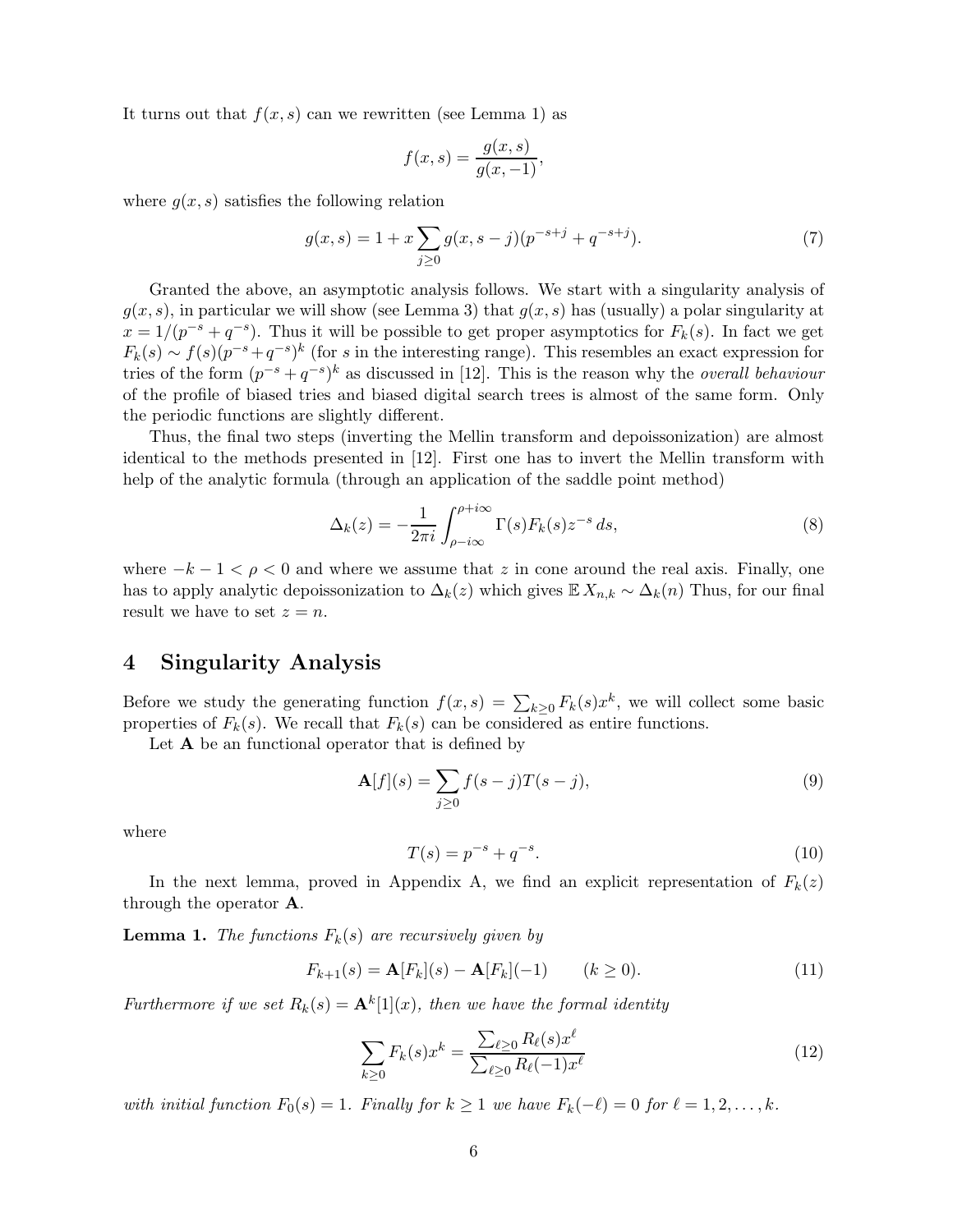It turns out that $f(x,s)$ can we rewritten (see Lemma 1) as

$$f(x,s) = \frac{g(x,s)}{g(x,-1)},$$

where $g(x,s)$ satisfies the following relation

$$g(x,s) = 1 + x \sum_{j \geq 0} g(x, s-j)(p^{-s+j} + q^{-s+j}). \tag{7}$$

Granted the above, an asymptotic analysis follows. We start with a singularity analysis of $g(x,s)$, in particular we will show (see Lemma 3) that $g(x,s)$ has (usually) a polar singularity at $x = 1/(p^{-s} + q^{-s})$. Thus it will be possible to get proper asymptotics for $F_k(s)$. In fact we get $F_k(s) \sim f(s)(p^{-s}+q^{-s})^k$ (for $s$ in the interesting range). This resembles an exact expression for tries of the form $(p^{-s}+q^{-s})^k$ as discussed in [12]. This is the reason why the *overall behaviour* of the profile of biased tries and biased digital search trees is almost of the same form. Only the periodic functions are slightly different.

Thus, the final two steps (inverting the Mellin transform and depoissonization) are almost identical to the methods presented in [12]. First one has to invert the Mellin transform with help of the analytic formula (through an application of the saddle point method)

$$\Delta_k(z) = -\frac{1}{2\pi i} \int_{\rho - i\infty}^{\rho + i\infty} \Gamma(s) F_k(s) z^{-s}\, ds, \tag{8}$$

where $-k-1 < \rho < 0$ and where we assume that $z$ in cone around the real axis. Finally, one has to apply analytic depoissonization to $\Delta_k(z)$ which gives $\mathbb{E}\, X_{n,k} \sim \Delta_k(n)$ Thus, for our final result we have to set $z = n$.

## 4 Singularity Analysis

Before we study the generating function $f(x,s) = \sum_{k \geq 0} F_k(s) x^k$, we will collect some basic properties of $F_k(s)$. We recall that $F_k(s)$ can be considered as entire functions.

Let $\mathbf{A}$ be an functional operator that is defined by

$$\mathbf{A}[f](s) = \sum_{j \geq 0} f(s-j) T(s-j), \tag{9}$$

where

$$T(s) = p^{-s} + q^{-s}. \tag{10}$$

In the next lemma, proved in Appendix A, we find an explicit representation of $F_k(z)$ through the operator $\mathbf{A}$.

**Lemma 1.** *The functions $F_k(s)$ are recursively given by*

$$F_{k+1}(s) = \mathbf{A}[F_k](s) - \mathbf{A}[F_k](-1) \qquad (k \geq 0). \tag{11}$$

*Furthermore if we set $R_k(s) = \mathbf{A}^k[1](x)$, then we have the formal identity*

$$\sum_{k \geq 0} F_k(s) x^k = \frac{\sum_{\ell \geq 0} R_\ell(s) x^\ell}{\sum_{\ell \geq 0} R_\ell(-1) x^\ell} \tag{12}$$

*with initial function $F_0(s) = 1$. Finally for $k \geq 1$ we have $F_k(-\ell) = 0$ for $\ell = 1, 2, \ldots, k$.*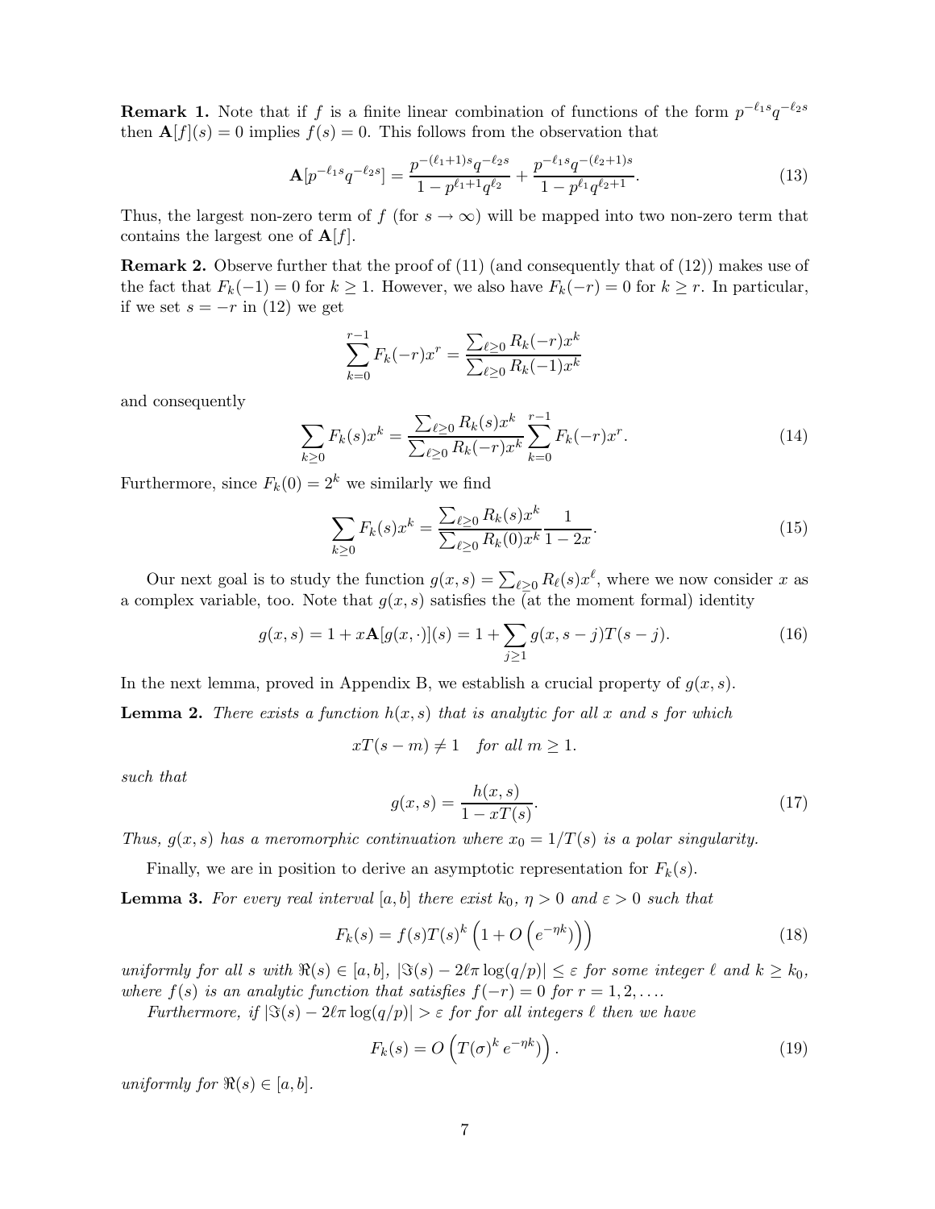**Remark 1.** Note that if $f$ is a finite linear combination of functions of the form $p^{-\ell_1 s}q^{-\ell_2 s}$ then $\mathbf{A}[f](s) = 0$ implies $f(s) = 0$. This follows from the observation that

$$\mathbf{A}[p^{-\ell_1 s}q^{-\ell_2 s}] = \frac{p^{-(\ell_1+1)s}q^{-\ell_2 s}}{1-p^{\ell_1+1}q^{\ell_2}} + \frac{p^{-\ell_1 s}q^{-(\ell_2+1)s}}{1-p^{\ell_1}q^{\ell_2+1}}. \tag{13}$$

Thus, the largest non-zero term of $f$ (for $s \to \infty$) will be mapped into two non-zero term that contains the largest one of $\mathbf{A}[f]$.

**Remark 2.** Observe further that the proof of (11) (and consequently that of (12)) makes use of the fact that $F_k(-1) = 0$ for $k \ge 1$. However, we also have $F_k(-r) = 0$ for $k \ge r$. In particular, if we set $s = -r$ in (12) we get

$$\sum_{k=0}^{r-1} F_k(-r)x^r = \frac{\sum_{\ell \ge 0} R_k(-r)x^k}{\sum_{\ell \ge 0} R_k(-1)x^k}$$

and consequently

$$\sum_{k\ge 0} F_k(s)x^k = \frac{\sum_{\ell \ge 0} R_k(s)x^k}{\sum_{\ell \ge 0} R_k(-r)x^k} \sum_{k=0}^{r-1} F_k(-r)x^r. \tag{14}$$

Furthermore, since $F_k(0) = 2^k$ we similarly we find

$$\sum_{k\ge 0} F_k(s)x^k = \frac{\sum_{\ell \ge 0} R_k(s)x^k}{\sum_{\ell \ge 0} R_k(0)x^k} \frac{1}{1-2x}. \tag{15}$$

Our next goal is to study the function $g(x,s) = \sum_{\ell \ge 0} R_\ell(s)x^\ell$, where we now consider $x$ as a complex variable, too. Note that $g(x,s)$ satisfies the (at the moment formal) identity

$$g(x,s) = 1 + x\mathbf{A}[g(x,\cdot)](s) = 1 + \sum_{j \ge 1} g(x, s-j)T(s-j). \tag{16}$$

In the next lemma, proved in Appendix B, we establish a crucial property of $g(x,s)$.

**Lemma 2.** *There exists a function $h(x,s)$ that is analytic for all $x$ and $s$ for which*

$$xT(s-m) \ne 1 \quad \textit{for all } m \ge 1.$$

*such that*

$$g(x,s) = \frac{h(x,s)}{1-xT(s)}. \tag{17}$$

*Thus, $g(x,s)$ has a meromorphic continuation where $x_0 = 1/T(s)$ is a polar singularity.*

Finally, we are in position to derive an asymptotic representation for $F_k(s)$.

**Lemma 3.** *For every real interval $[a,b]$ there exist $k_0$, $\eta > 0$ and $\varepsilon > 0$ such that*

$$F_k(s) = f(s)T(s)^k \left(1 + O\left(e^{-\eta k}\right)\right) \tag{18}$$

*uniformly for all $s$ with $\Re(s) \in [a,b]$, $|\Im(s) - 2\ell\pi \log(q/p)| \le \varepsilon$ for some integer $\ell$ and $k \ge k_0$, where $f(s)$ is an analytic function that satisfies $f(-r) = 0$ for $r = 1, 2, \ldots$.*

*Furthermore, if $|\Im(s) - 2\ell\pi \log(q/p)| > \varepsilon$ for for all integers $\ell$ then we have*

$$F_k(s) = O\left(T(\sigma)^k e^{-\eta k}\right). \tag{19}$$

*uniformly for $\Re(s) \in [a,b]$.*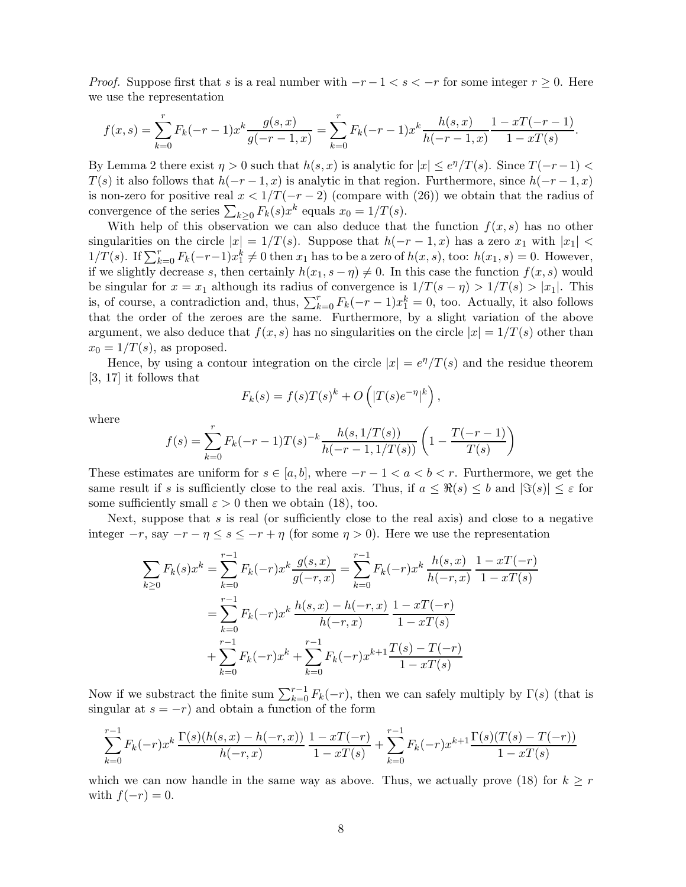*Proof.* Suppose first that $s$ is a real number with $-r-1 < s < -r$ for some integer $r \ge 0$. Here we use the representation

$$f(x,s) = \sum_{k=0}^{r} F_k(-r-1)x^k \frac{g(s,x)}{g(-r-1,x)} = \sum_{k=0}^{r} F_k(-r-1)x^k \frac{h(s,x)}{h(-r-1,x)} \frac{1-xT(-r-1)}{1-xT(s)}.$$

By Lemma 2 there exist $\eta > 0$ such that $h(s,x)$ is analytic for $|x| \le e^{\eta}/T(s)$. Since $T(-r-1) < T(s)$ it also follows that $h(-r-1,x)$ is analytic in that region. Furthermore, since $h(-r-1,x)$ is non-zero for positive real $x < 1/T(-r-2)$ (compare with (26)) we obtain that the radius of convergence of the series $\sum_{k\ge 0} F_k(s)x^k$ equals $x_0 = 1/T(s)$.

With help of this observation we can also deduce that the function $f(x,s)$ has no other singularities on the circle $|x| = 1/T(s)$. Suppose that $h(-r-1,x)$ has a zero $x_1$ with $|x_1| < 1/T(s)$. If $\sum_{k=0}^{r} F_k(-r-1)x_1^k \ne 0$ then $x_1$ has to be a zero of $h(x,s)$, too: $h(x_1,s) = 0$. However, if we slightly decrease $s$, then certainly $h(x_1, s-\eta) \ne 0$. In this case the function $f(x,s)$ would be singular for $x = x_1$ although its radius of convergence is $1/T(s-\eta) > 1/T(s) > |x_1|$. This is, of course, a contradiction and, thus, $\sum_{k=0}^{r} F_k(-r-1)x_1^k = 0$, too. Actually, it also follows that the order of the zeroes are the same. Furthermore, by a slight variation of the above argument, we also deduce that $f(x,s)$ has no singularities on the circle $|x| = 1/T(s)$ other than $x_0 = 1/T(s)$, as proposed.

Hence, by using a contour integration on the circle $|x| = e^{\eta}/T(s)$ and the residue theorem [3, 17] it follows that

$$F_k(s) = f(s)T(s)^k + O\left(|T(s)e^{-\eta}|^k\right),$$

where

$$f(s) = \sum_{k=0}^{r} F_k(-r-1)T(s)^{-k} \frac{h(s,1/T(s))}{h(-r-1,1/T(s))} \left(1 - \frac{T(-r-1)}{T(s)}\right)$$

These estimates are uniform for $s \in [a,b]$, where $-r-1 < a < b < r$. Furthermore, we get the same result if $s$ is sufficiently close to the real axis. Thus, if $a \le \Re(s) \le b$ and $|\Im(s)| \le \varepsilon$ for some sufficiently small $\varepsilon > 0$ then we obtain (18), too.

Next, suppose that $s$ is real (or sufficiently close to the real axis) and close to a negative integer $-r$, say $-r-\eta \le s \le -r+\eta$ (for some $\eta > 0$). Here we use the representation

$$\begin{aligned}
\sum_{k\ge 0} F_k(s)x^k &= \sum_{k=0}^{r-1} F_k(-r)x^k \frac{g(s,x)}{g(-r,x)} = \sum_{k=0}^{r-1} F_k(-r)x^k \frac{h(s,x)}{h(-r,x)} \frac{1-xT(-r)}{1-xT(s)} \\
&= \sum_{k=0}^{r-1} F_k(-r)x^k \frac{h(s,x)-h(-r,x)}{h(-r,x)} \frac{1-xT(-r)}{1-xT(s)} \\
&\quad + \sum_{k=0}^{r-1} F_k(-r)x^k + \sum_{k=0}^{r-1} F_k(-r)x^{k+1} \frac{T(s)-T(-r)}{1-xT(s)}
\end{aligned}$$

Now if we substract the finite sum $\sum_{k=0}^{r-1} F_k(-r)$, then we can safely multiply by $\Gamma(s)$ (that is singular at $s = -r$) and obtain a function of the form

$$\sum_{k=0}^{r-1} F_k(-r)x^k \frac{\Gamma(s)(h(s,x)-h(-r,x))}{h(-r,x)} \frac{1-xT(-r)}{1-xT(s)} + \sum_{k=0}^{r-1} F_k(-r)x^{k+1} \frac{\Gamma(s)(T(s)-T(-r))}{1-xT(s)}$$

which we can now handle in the same way as above. Thus, we actually prove (18) for $k \ge r$ with $f(-r) = 0$.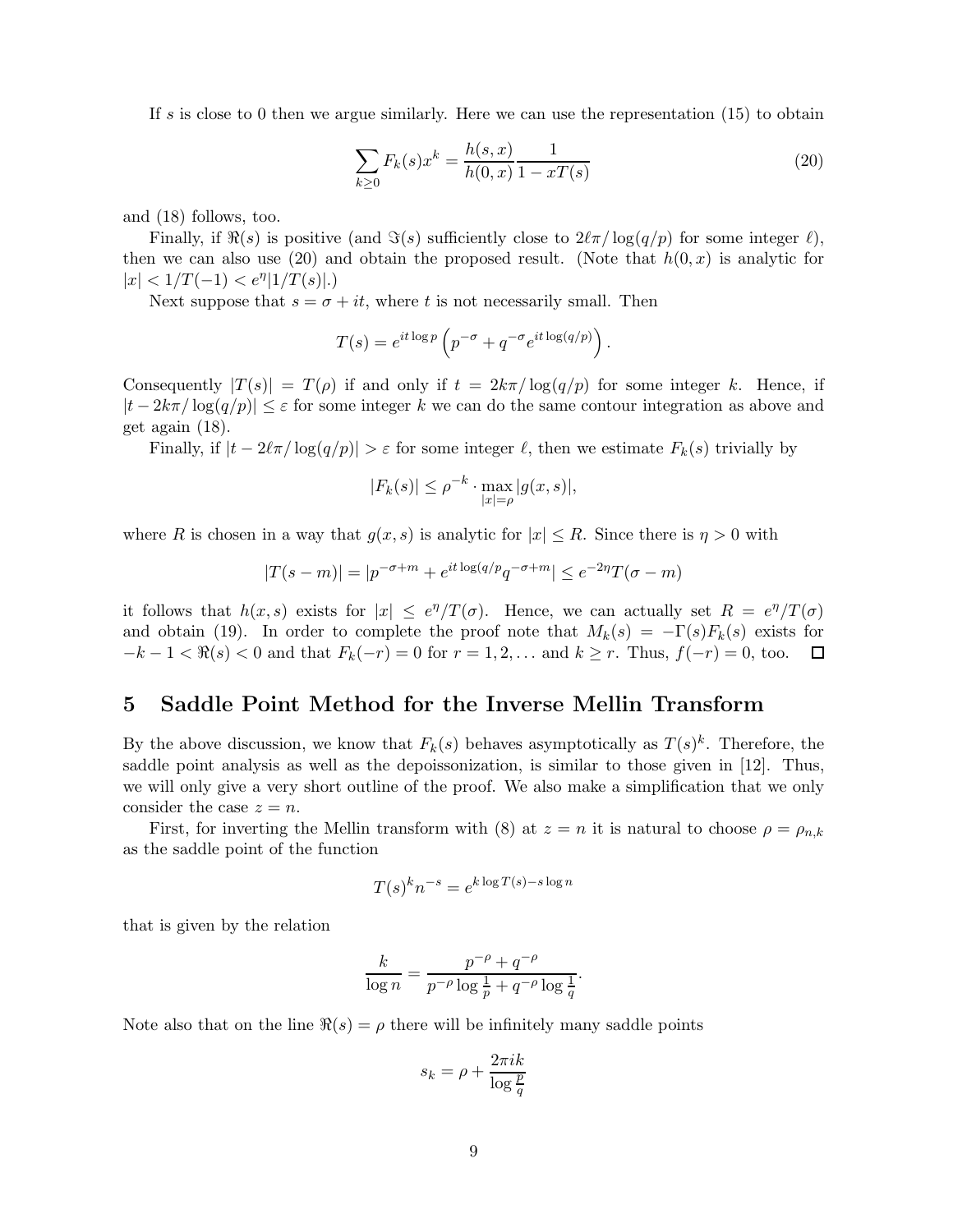If $s$ is close to 0 then we argue similarly. Here we can use the representation (15) to obtain

$$\sum_{k\geq 0} F_k(s)x^k = \frac{h(s,x)}{h(0,x)}\frac{1}{1-xT(s)} \tag{20}$$

and (18) follows, too.

Finally, if $\Re(s)$ is positive (and $\Im(s)$ sufficiently close to $2\ell\pi/\log(q/p)$ for some integer $\ell$), then we can also use (20) and obtain the proposed result. (Note that $h(0,x)$ is analytic for $|x| < 1/T(-1) < e^{\eta}|1/T(s)|$.)

Next suppose that $s = \sigma + it$, where $t$ is not necessarily small. Then

$$T(s) = e^{it\log p}\left(p^{-\sigma} + q^{-\sigma}e^{it\log(q/p)}\right).$$

Consequently $|T(s)| = T(\rho)$ if and only if $t = 2k\pi/\log(q/p)$ for some integer $k$. Hence, if $|t - 2k\pi/\log(q/p)| \leq \varepsilon$ for some integer $k$ we can do the same contour integration as above and get again (18).

Finally, if $|t - 2\ell\pi/\log(q/p)| > \varepsilon$ for some integer $\ell$, then we estimate $F_k(s)$ trivially by

$$|F_k(s)| \leq \rho^{-k}\cdot\max_{|x|=\rho}|g(x,s)|,$$

where $R$ is chosen in a way that $g(x,s)$ is analytic for $|x| \leq R$. Since there is $\eta > 0$ with

$$|T(s-m)| = |p^{-\sigma+m} + e^{it\log(q/p}q^{-\sigma+m}| \leq e^{-2\eta}T(\sigma - m)$$

it follows that $h(x,s)$ exists for $|x| \leq e^{\eta}/T(\sigma)$. Hence, we can actually set $R = e^{\eta}/T(\sigma)$ and obtain (19). In order to complete the proof note that $M_k(s) = -\Gamma(s)F_k(s)$ exists for $-k-1 < \Re(s) < 0$ and that $F_k(-r) = 0$ for $r = 1, 2, \ldots$ and $k \geq r$. Thus, $f(-r) = 0$, too. $\square$

## 5 Saddle Point Method for the Inverse Mellin Transform

By the above discussion, we know that $F_k(s)$ behaves asymptotically as $T(s)^k$. Therefore, the saddle point analysis as well as the depoissonization, is similar to those given in [12]. Thus, we will only give a very short outline of the proof. We also make a simplification that we only consider the case $z = n$.

First, for inverting the Mellin transform with (8) at $z = n$ it is natural to choose $\rho = \rho_{n,k}$ as the saddle point of the function

$$T(s)^k n^{-s} = e^{k\log T(s) - s\log n}$$

that is given by the relation

$$\frac{k}{\log n} = \frac{p^{-\rho} + q^{-\rho}}{p^{-\rho}\log\frac{1}{p} + q^{-\rho}\log\frac{1}{q}}.$$

Note also that on the line $\Re(s) = \rho$ there will be infinitely many saddle points

$$s_k = \rho + \frac{2\pi ik}{\log\frac{p}{q}}$$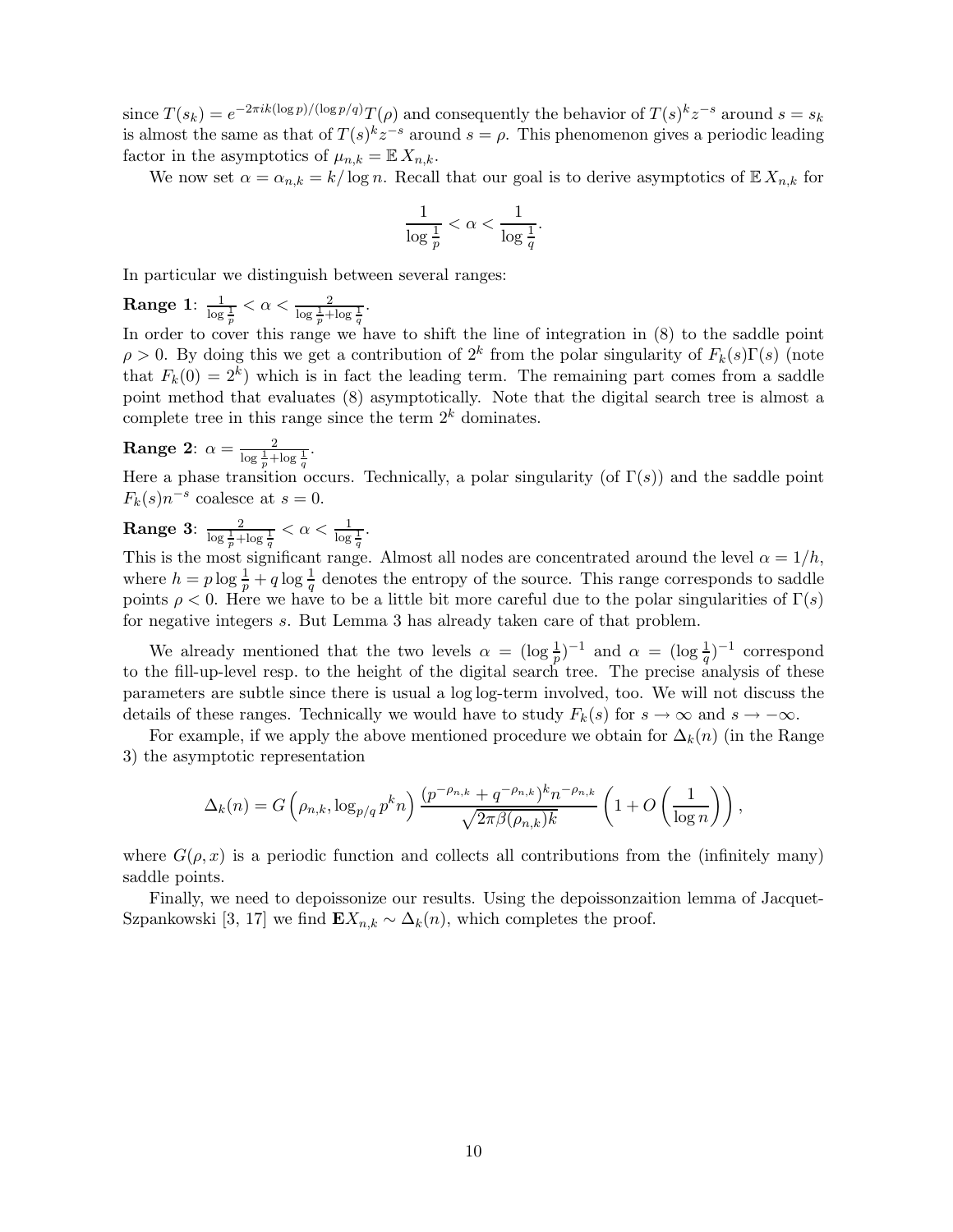since $T(s_k) = e^{-2\pi i k(\log p)/(\log p/q)} T(\rho)$ and consequently the behavior of $T(s)^k z^{-s}$ around $s = s_k$ is almost the same as that of $T(s)^k z^{-s}$ around $s = \rho$. This phenomenon gives a periodic leading factor in the asymptotics of $\mu_{n,k} = \mathbb{E}\, X_{n,k}$.

We now set $\alpha = \alpha_{n,k} = k/\log n$. Recall that our goal is to derive asymptotics of $\mathbb{E}\, X_{n,k}$ for

$$\frac{1}{\log \frac{1}{p}} < \alpha < \frac{1}{\log \frac{1}{q}}.$$

In particular we distinguish between several ranges:

**Range 1**: $\frac{1}{\log \frac{1}{p}} < \alpha < \frac{2}{\log \frac{1}{p} + \log \frac{1}{q}}$.
In order to cover this range we have to shift the line of integration in (8) to the saddle point $\rho > 0$. By doing this we get a contribution of $2^k$ from the polar singularity of $F_k(s)\Gamma(s)$ (note that $F_k(0) = 2^k$) which is in fact the leading term. The remaining part comes from a saddle point method that evaluates (8) asymptotically. Note that the digital search tree is almost a complete tree in this range since the term $2^k$ dominates.

**Range 2**: $\alpha = \frac{2}{\log \frac{1}{p} + \log \frac{1}{q}}$.
Here a phase transition occurs. Technically, a polar singularity (of $\Gamma(s)$) and the saddle point $F_k(s)n^{-s}$ coalesce at $s = 0$.

**Range 3**: $\frac{2}{\log \frac{1}{p} + \log \frac{1}{q}} < \alpha < \frac{1}{\log \frac{1}{q}}$.
This is the most significant range. Almost all nodes are concentrated around the level $\alpha = 1/h$, where $h = p \log \frac{1}{p} + q \log \frac{1}{q}$ denotes the entropy of the source. This range corresponds to saddle points $\rho < 0$. Here we have to be a little bit more careful due to the polar singularities of $\Gamma(s)$ for negative integers $s$. But Lemma 3 has already taken care of that problem.

We already mentioned that the two levels $\alpha = (\log \frac{1}{p})^{-1}$ and $\alpha = (\log \frac{1}{q})^{-1}$ correspond to the fill-up-level resp. to the height of the digital search tree. The precise analysis of these parameters are subtle since there is usual a $\log\log$-term involved, too. We will not discuss the details of these ranges. Technically we would have to study $F_k(s)$ for $s \to \infty$ and $s \to -\infty$.

For example, if we apply the above mentioned procedure we obtain for $\Delta_k(n)$ (in the Range 3) the asymptotic representation

$$\Delta_k(n) = G\left(\rho_{n,k}, \log_{p/q} p^k n\right) \frac{(p^{-\rho_{n,k}} + q^{-\rho_{n,k}})^k n^{-\rho_{n,k}}}{\sqrt{2\pi\beta(\rho_{n,k})k}} \left(1 + O\left(\frac{1}{\log n}\right)\right),$$

where $G(\rho, x)$ is a periodic function and collects all contributions from the (infinitely many) saddle points.

Finally, we need to depoissonize our results. Using the depoissonzaition lemma of Jacquet-Szpankowski [3, 17] we find $\mathbf{E}X_{n,k} \sim \Delta_k(n)$, which completes the proof.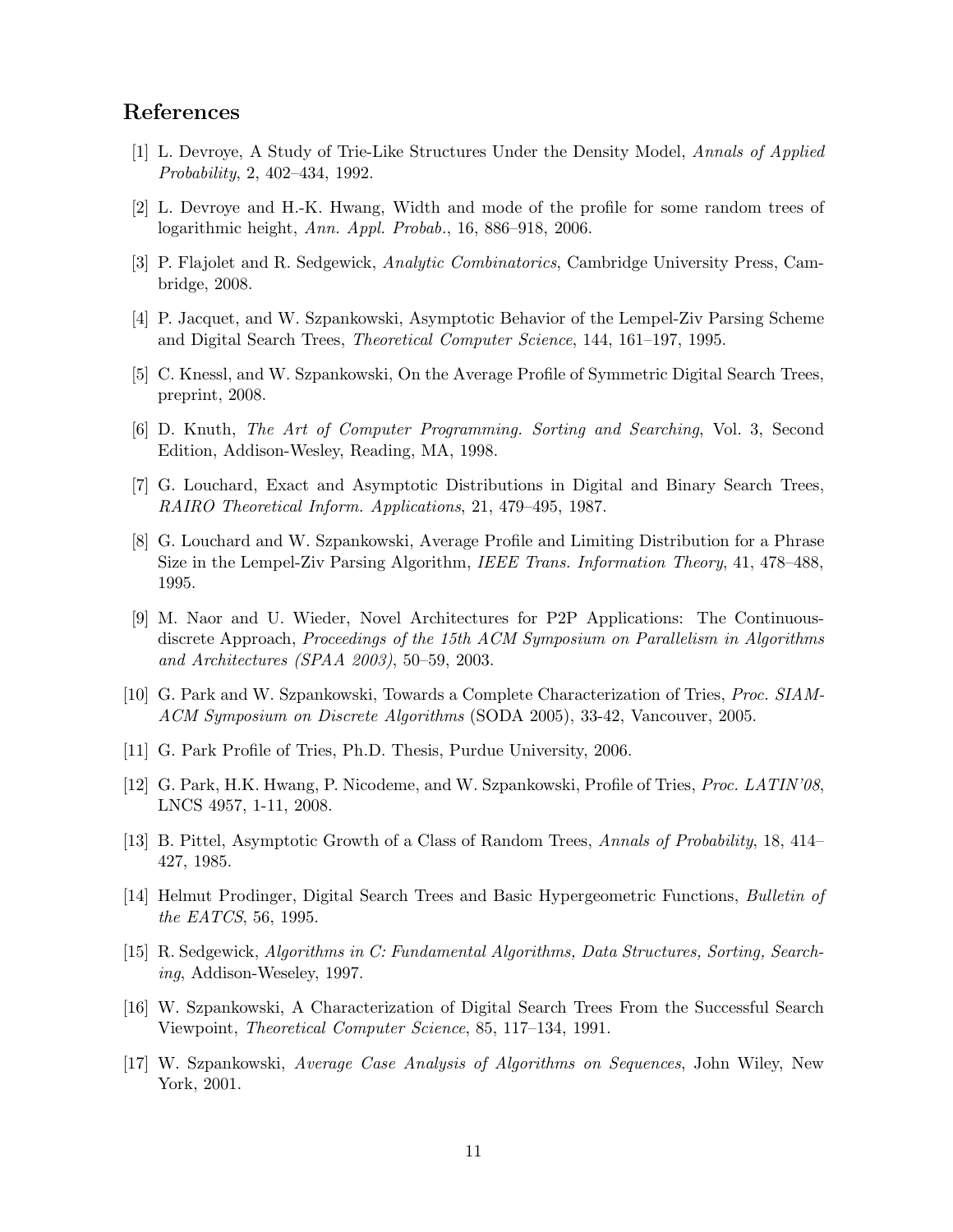## References

[1] L. Devroye, A Study of Trie-Like Structures Under the Density Model, *Annals of Applied Probability*, 2, 402–434, 1992.

[2] L. Devroye and H.-K. Hwang, Width and mode of the profile for some random trees of logarithmic height, *Ann. Appl. Probab.*, 16, 886–918, 2006.

[3] P. Flajolet and R. Sedgewick, *Analytic Combinatorics*, Cambridge University Press, Cambridge, 2008.

[4] P. Jacquet, and W. Szpankowski, Asymptotic Behavior of the Lempel-Ziv Parsing Scheme and Digital Search Trees, *Theoretical Computer Science*, 144, 161–197, 1995.

[5] C. Knessl, and W. Szpankowski, On the Average Profile of Symmetric Digital Search Trees, preprint, 2008.

[6] D. Knuth, *The Art of Computer Programming. Sorting and Searching*, Vol. 3, Second Edition, Addison-Wesley, Reading, MA, 1998.

[7] G. Louchard, Exact and Asymptotic Distributions in Digital and Binary Search Trees, *RAIRO Theoretical Inform. Applications*, 21, 479–495, 1987.

[8] G. Louchard and W. Szpankowski, Average Profile and Limiting Distribution for a Phrase Size in the Lempel-Ziv Parsing Algorithm, *IEEE Trans. Information Theory*, 41, 478–488, 1995.

[9] M. Naor and U. Wieder, Novel Architectures for P2P Applications: The Continuous-discrete Approach, *Proceedings of the 15th ACM Symposium on Parallelism in Algorithms and Architectures (SPAA 2003)*, 50–59, 2003.

[10] G. Park and W. Szpankowski, Towards a Complete Characterization of Tries, *Proc. SIAM-ACM Symposium on Discrete Algorithms* (SODA 2005), 33-42, Vancouver, 2005.

[11] G. Park Profile of Tries, Ph.D. Thesis, Purdue University, 2006.

[12] G. Park, H.K. Hwang, P. Nicodeme, and W. Szpankowski, Profile of Tries, *Proc. LATIN'08*, LNCS 4957, 1-11, 2008.

[13] B. Pittel, Asymptotic Growth of a Class of Random Trees, *Annals of Probability*, 18, 414–427, 1985.

[14] Helmut Prodinger, Digital Search Trees and Basic Hypergeometric Functions, *Bulletin of the EATCS*, 56, 1995.

[15] R. Sedgewick, *Algorithms in C: Fundamental Algorithms, Data Structures, Sorting, Searching*, Addison-Weseley, 1997.

[16] W. Szpankowski, A Characterization of Digital Search Trees From the Successful Search Viewpoint, *Theoretical Computer Science*, 85, 117–134, 1991.

[17] W. Szpankowski, *Average Case Analysis of Algorithms on Sequences*, John Wiley, New York, 2001.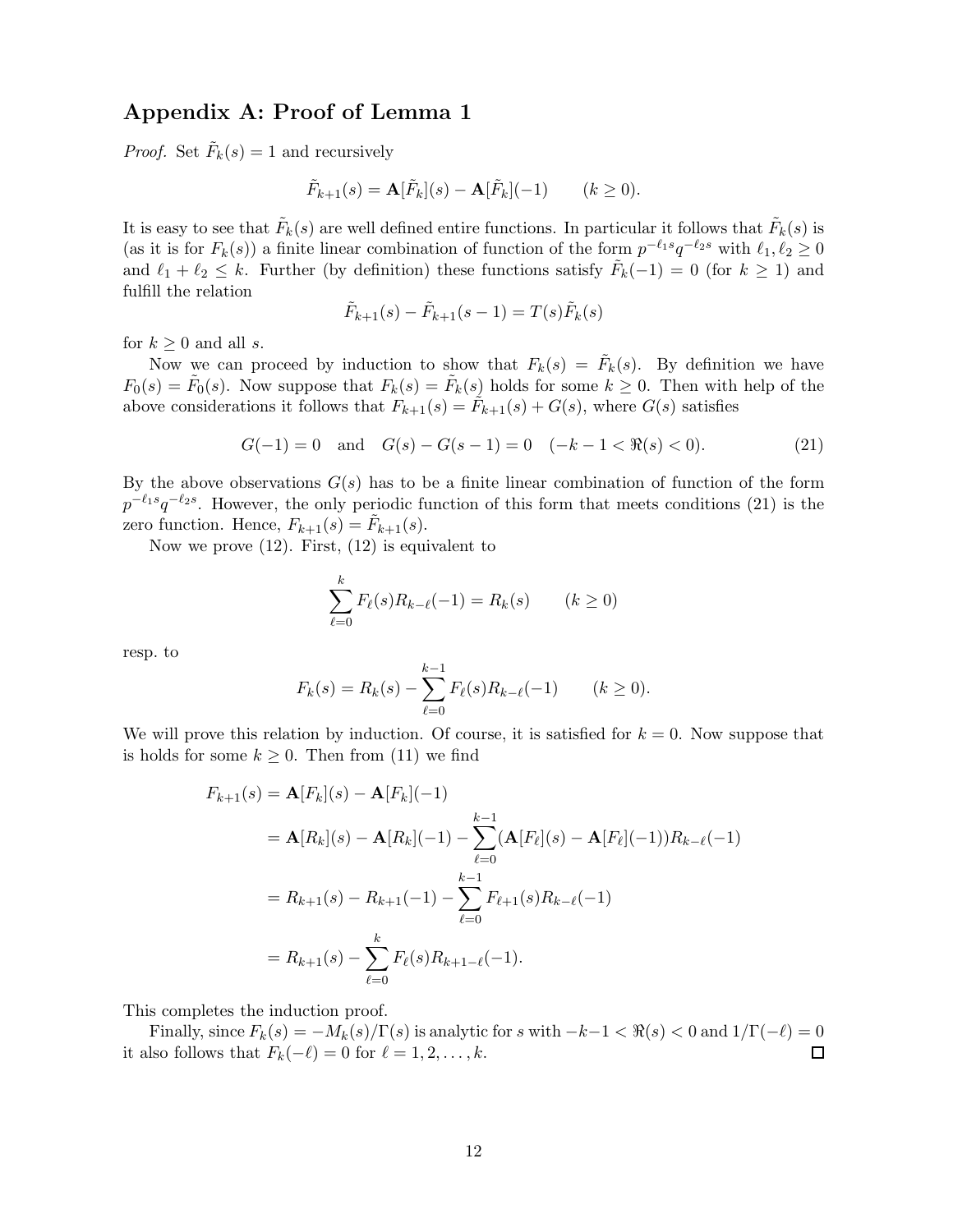## Appendix A: Proof of Lemma 1

*Proof.* Set $\tilde{F}_k(s) = 1$ and recursively

$$\tilde{F}_{k+1}(s) = \mathbf{A}[\tilde{F}_k](s) - \mathbf{A}[\tilde{F}_k](-1) \qquad (k \geq 0).$$

It is easy to see that $\tilde{F}_k(s)$ are well defined entire functions. In particular it follows that $\tilde{F}_k(s)$ is (as it is for $F_k(s)$) a finite linear combination of function of the form $p^{-\ell_1 s} q^{-\ell_2 s}$ with $\ell_1, \ell_2 \geq 0$ and $\ell_1 + \ell_2 \leq k$. Further (by definition) these functions satisfy $\tilde{F}_k(-1) = 0$ (for $k \geq 1$) and fulfill the relation

$$\tilde{F}_{k+1}(s) - \tilde{F}_{k+1}(s-1) = T(s)\tilde{F}_k(s)$$

for $k \geq 0$ and all $s$.

Now we can proceed by induction to show that $F_k(s) = \tilde{F}_k(s)$. By definition we have $F_0(s) = \tilde{F}_0(s)$. Now suppose that $F_k(s) = \tilde{F}_k(s)$ holds for some $k \geq 0$. Then with help of the above considerations it follows that $F_{k+1}(s) = \tilde{F}_{k+1}(s) + G(s)$, where $G(s)$ satisfies

$$G(-1) = 0 \quad \text{and} \quad G(s) - G(s-1) = 0 \quad (-k-1 < \Re(s) < 0). \tag{21}$$

By the above observations $G(s)$ has to be a finite linear combination of function of the form $p^{-\ell_1 s} q^{-\ell_2 s}$. However, the only periodic function of this form that meets conditions (21) is the zero function. Hence, $F_{k+1}(s) = \tilde{F}_{k+1}(s)$.

Now we prove (12). First, (12) is equivalent to

$$\sum_{\ell=0}^{k} F_\ell(s) R_{k-\ell}(-1) = R_k(s) \qquad (k \geq 0)$$

resp. to

$$F_k(s) = R_k(s) - \sum_{\ell=0}^{k-1} F_\ell(s) R_{k-\ell}(-1) \qquad (k \geq 0).$$

We will prove this relation by induction. Of course, it is satisfied for $k = 0$. Now suppose that is holds for some $k \geq 0$. Then from (11) we find

$$\begin{aligned}
F_{k+1}(s) &= \mathbf{A}[F_k](s) - \mathbf{A}[F_k](-1) \\
&= \mathbf{A}[R_k](s) - \mathbf{A}[R_k](-1) - \sum_{\ell=0}^{k-1} (\mathbf{A}[F_\ell](s) - \mathbf{A}[F_\ell](-1)) R_{k-\ell}(-1) \\
&= R_{k+1}(s) - R_{k+1}(-1) - \sum_{\ell=0}^{k-1} F_{\ell+1}(s) R_{k-\ell}(-1) \\
&= R_{k+1}(s) - \sum_{\ell=0}^{k} F_\ell(s) R_{k+1-\ell}(-1).
\end{aligned}$$

This completes the induction proof.

Finally, since $F_k(s) = -M_k(s)/\Gamma(s)$ is analytic for $s$ with $-k-1 < \Re(s) < 0$ and $1/\Gamma(-\ell) = 0$ it also follows that $F_k(-\ell) = 0$ for $\ell = 1, 2, \ldots, k$. $\square$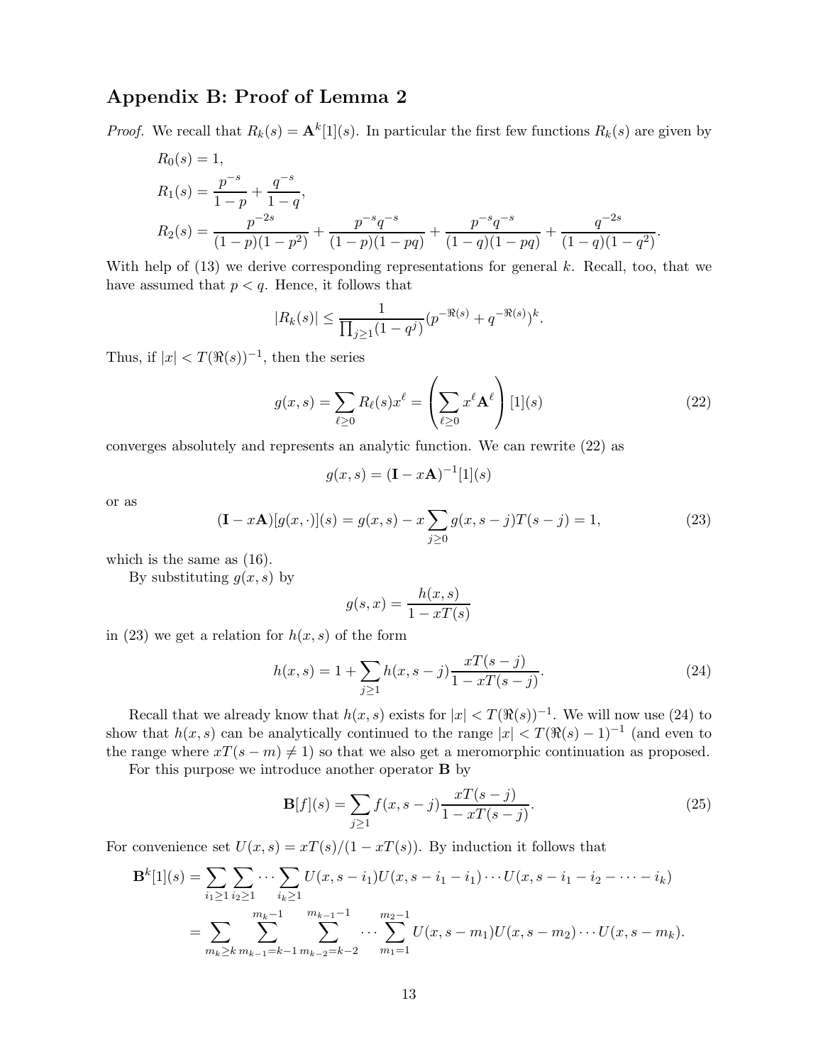## Appendix B: Proof of Lemma 2

*Proof.* We recall that $R_k(s) = \mathbf{A}^k[1](s)$. In particular the first few functions $R_k(s)$ are given by

$$
\begin{aligned}
R_0(s) &= 1,\\
R_1(s) &= \frac{p^{-s}}{1-p} + \frac{q^{-s}}{1-q},\\
R_2(s) &= \frac{p^{-2s}}{(1-p)(1-p^2)} + \frac{p^{-s}q^{-s}}{(1-p)(1-pq)} + \frac{p^{-s}q^{-s}}{(1-q)(1-pq)} + \frac{q^{-2s}}{(1-q)(1-q^2)}.
\end{aligned}
$$

With help of (13) we derive corresponding representations for general $k$. Recall, too, that we have assumed that $p < q$. Hence, it follows that

$$
|R_k(s)| \le \frac{1}{\prod_{j\ge 1}(1-q^j)} (p^{-\Re(s)} + q^{-\Re(s)})^k.
$$

Thus, if $|x| < T(\Re(s))^{-1}$, then the series

$$
g(x,s) = \sum_{\ell \ge 0} R_\ell(s) x^\ell = \left( \sum_{\ell\ge 0} x^\ell \mathbf{A}^\ell \right)[1](s) \tag{22}
$$

converges absolutely and represents an analytic function. We can rewrite (22) as

$$
g(x,s) = (\mathbf{I} - x\mathbf{A})^{-1}[1](s)
$$

or as

$$
(\mathbf{I} - x\mathbf{A})[g(x,\cdot)](s) = g(x,s) - x\sum_{j\ge 0} g(x,s-j)T(s-j) = 1, \tag{23}
$$

which is the same as (16).

By substituting $g(x,s)$ by

$$
g(s,x) = \frac{h(x,s)}{1 - xT(s)}
$$

in (23) we get a relation for $h(x,s)$ of the form

$$
h(x,s) = 1 + \sum_{j\ge 1} h(x,s-j)\frac{xT(s-j)}{1-xT(s-j)}. \tag{24}
$$

Recall that we already know that $h(x,s)$ exists for $|x| < T(\Re(s))^{-1}$. We will now use (24) to show that $h(x,s)$ can be analytically continued to the range $|x| < T(\Re(s)-1)^{-1}$ (and even to the range where $xT(s-m) \ne 1$) so that we also get a meromorphic continuation as proposed.

For this purpose we introduce another operator $\mathbf{B}$ by

$$
\mathbf{B}[f](s) = \sum_{j\ge 1} f(x,s-j)\frac{xT(s-j)}{1-xT(s-j)}. \tag{25}
$$

For convenience set $U(x,s) = xT(s)/(1-xT(s))$. By induction it follows that

$$
\begin{aligned}
\mathbf{B}^k[1](s) &= \sum_{i_1\ge 1}\sum_{i_2\ge 1}\cdots\sum_{i_k\ge 1} U(x,s-i_1)U(x,s-i_1-i_1)\cdots U(x,s-i_1-i_2-\cdots-i_k)\\
&= \sum_{m_k\ge k}\sum_{m_{k-1}=k-1}^{m_k-1}\sum_{m_{k-2}=k-2}^{m_{k-1}-1}\cdots\sum_{m_1=1}^{m_2-1} U(x,s-m_1)U(x,s-m_2)\cdots U(x,s-m_k).
\end{aligned}
$$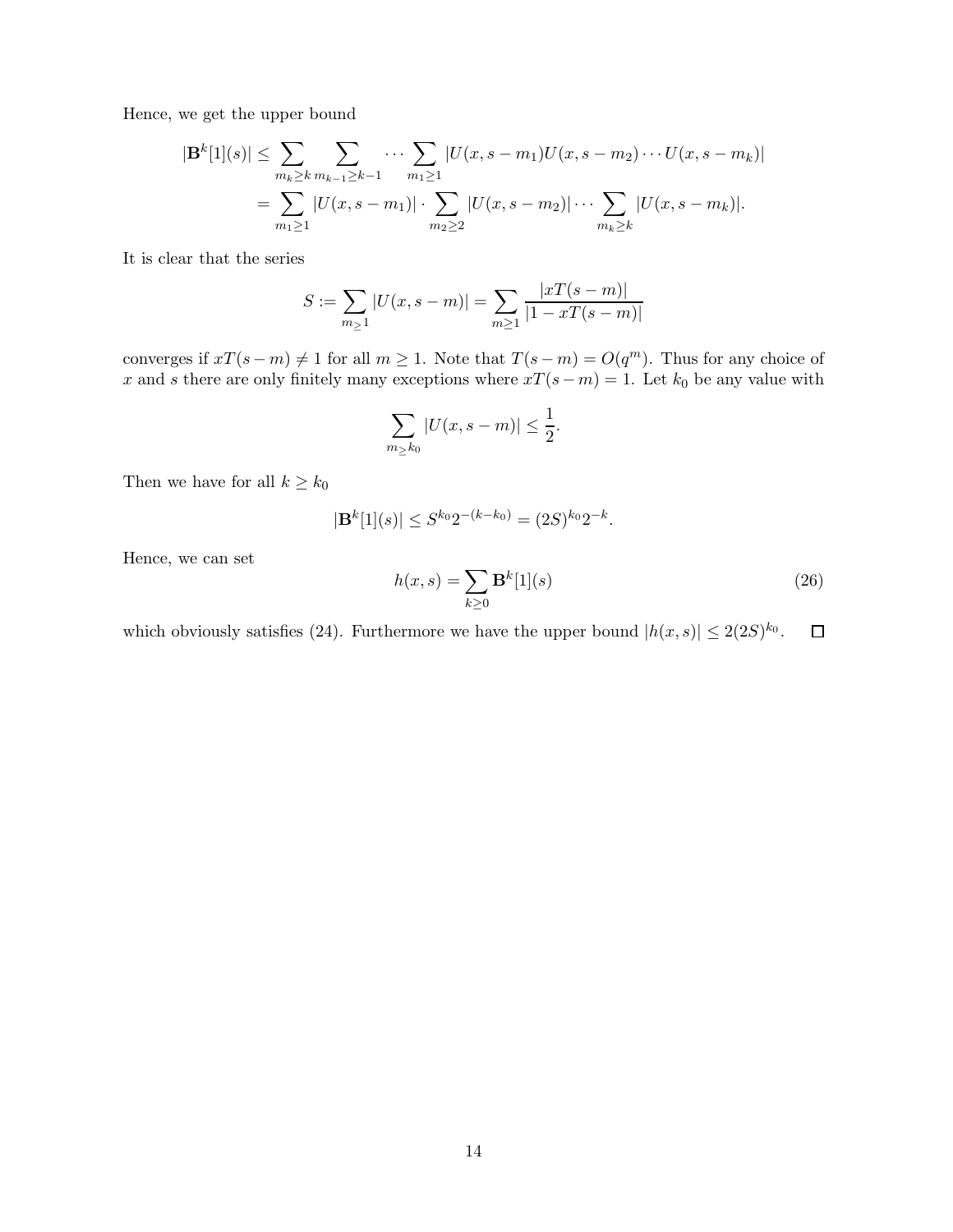Hence, we get the upper bound

$$
\begin{aligned}
|\mathbf{B}^k[1](s)| &\leq \sum_{m_k \geq k} \sum_{m_{k-1} \geq k-1} \cdots \sum_{m_1 \geq 1} |U(x, s-m_1) U(x, s-m_2) \cdots U(x, s-m_k)| \\
&= \sum_{m_1 \geq 1} |U(x, s-m_1)| \cdot \sum_{m_2 \geq 2} |U(x, s-m_2)| \cdots \sum_{m_k \geq k} |U(x, s-m_k)|.
\end{aligned}
$$

It is clear that the series

$$
S := \sum_{m \geq 1} |U(x, s-m)| = \sum_{m \geq 1} \frac{|xT(s-m)|}{|1 - xT(s-m)|}
$$

converges if $xT(s-m) \neq 1$ for all $m \geq 1$. Note that $T(s-m) = O(q^m)$. Thus for any choice of $x$ and $s$ there are only finitely many exceptions where $xT(s-m) = 1$. Let $k_0$ be any value with

$$
\sum_{m \geq k_0} |U(x, s-m)| \leq \frac{1}{2}.
$$

Then we have for all $k \geq k_0$

$$
|\mathbf{B}^k[1](s)| \leq S^{k_0} 2^{-(k-k_0)} = (2S)^{k_0} 2^{-k}.
$$

Hence, we can set

$$
h(x, s) = \sum_{k \geq 0} \mathbf{B}^k[1](s) \tag{26}
$$

which obviously satisfies (24). Furthermore we have the upper bound $|h(x, s)| \leq 2(2S)^{k_0}$. $\square$